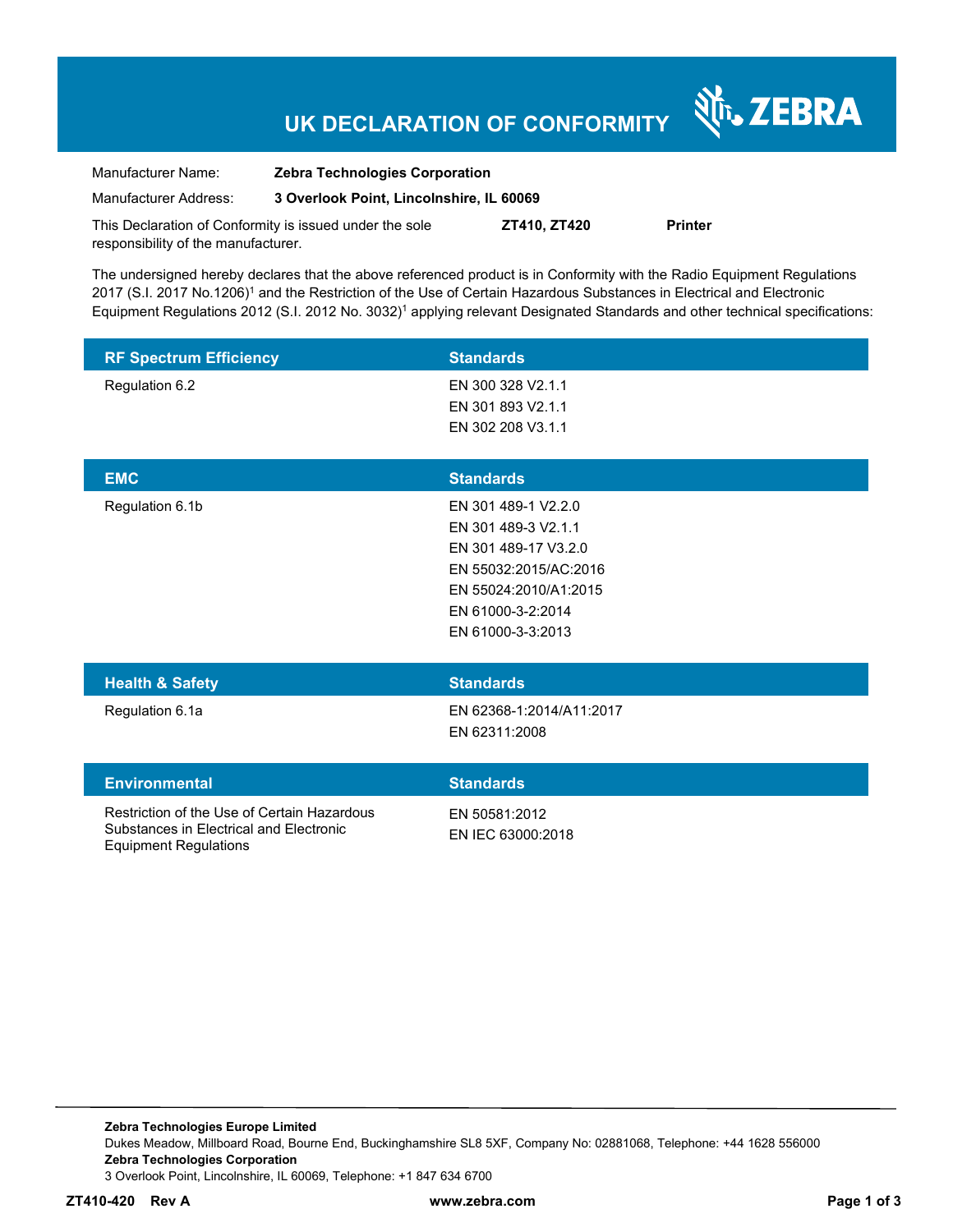# UK DECLARATION OF CONFORMITY

ZEBRA

Manufacturer Name: **Zebra Technologies Corporation**

Manufacturer Address: **3 Overlook Point, Lincolnshire, IL 60069**

This Declaration of Conformity is issued under the sole responsibility of the manufacturer. **ZT410, ZT420** **Printer**

The undersigned hereby declares that the above referenced product is in Conformity with the Radio Equipment Regulations 2017 (S.I. 2017 No.1206)[1] and the Restriction of the Use of Certain Hazardous Substances in Electrical and Electronic Equipment Regulations 2012 (S.I. 2012 No. 3032)[1] applying relevant Designated Standards and other technical specifications:

| RF Spectrum Efficiency | Standards |
|---|---|
| Regulation 6.2 | EN 300 328 V2.1.1<br>EN 301 893 V2.1.1<br>EN 302 208 V3.1.1 |

| EMC | Standards |
|---|---|
| Regulation 6.1b | EN 301 489-1 V2.2.0<br>EN 301 489-3 V2.1.1<br>EN 301 489-17 V3.2.0<br>EN 55032:2015/AC:2016<br>EN 55024:2010/A1:2015<br>EN 61000-3-2:2014<br>EN 61000-3-3:2013 |

| Health & Safety | Standards |
|---|---|
| Regulation 6.1a | EN 62368-1:2014/A11:2017<br>EN 62311:2008 |

| Environmental | Standards |
|---|---|
| Restriction of the Use of Certain Hazardous Substances in Electrical and Electronic Equipment Regulations | EN 50581:2012<br>EN IEC 63000:2018 |

**Zebra Technologies Europe Limited**
Dukes Meadow, Millboard Road, Bourne End, Buckinghamshire SL8 5XF, Company No: 02881068, Telephone: +44 1628 556000
**Zebra Technologies Corporation**
3 Overlook Point, Lincolnshire, IL 60069, Telephone: +1 847 634 6700

**ZT410-420 Rev A** **www.zebra.com**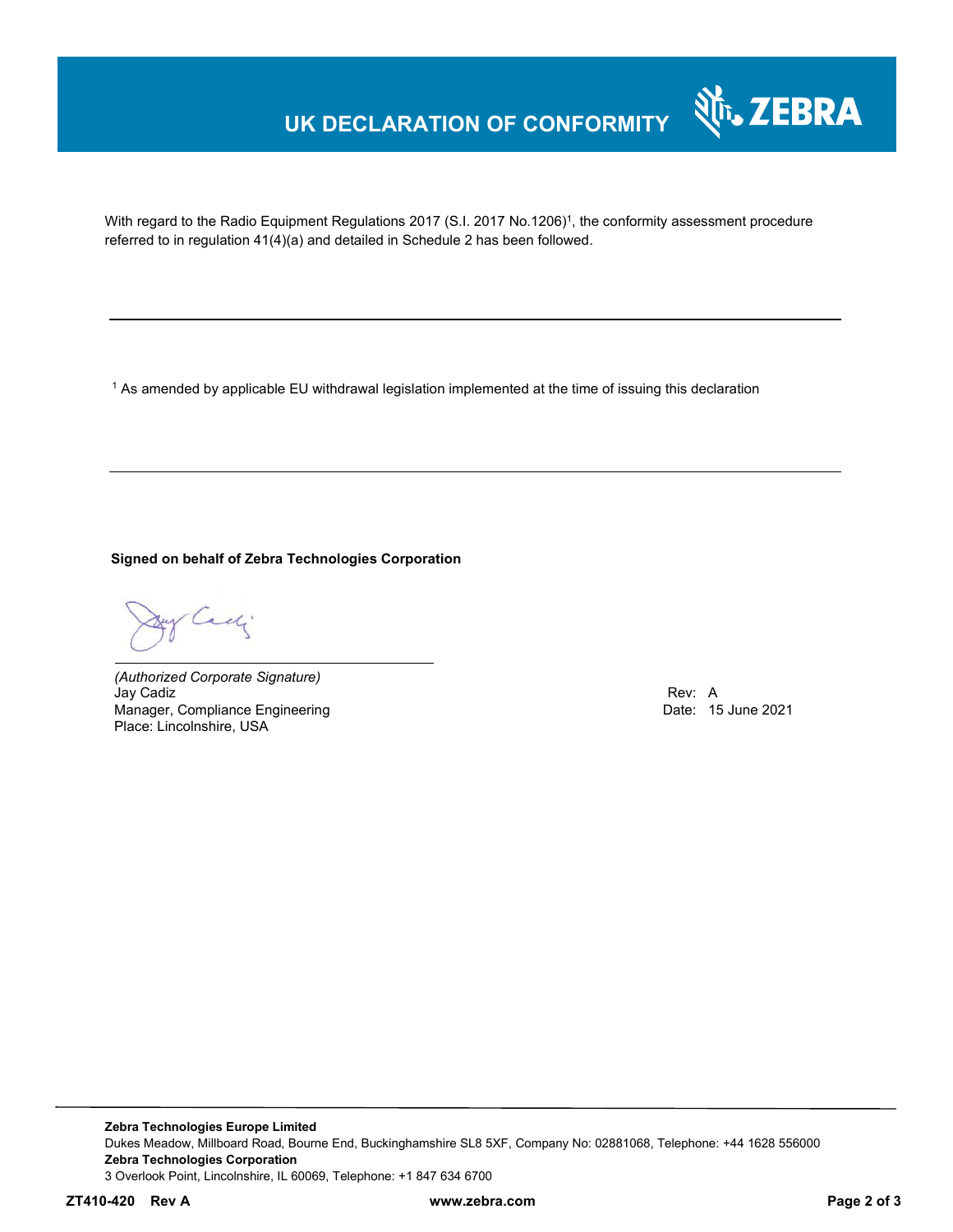# UK DECLARATION OF CONFORMITY

With regard to the Radio Equipment Regulations 2017 (S.I. 2017 No.1206)[1], the conformity assessment procedure referred to in regulation 41(4)(a) and detailed in Schedule 2 has been followed.

---

[1] As amended by applicable EU withdrawal legislation implemented at the time of issuing this declaration

---

**Signed on behalf of Zebra Technologies Corporation**

*(Authorized Corporate Signature)*
Jay Cadiz
Manager, Compliance Engineering
Place: Lincolnshire, USA

Rev: A
Date: 15 June 2021

**Zebra Technologies Europe Limited**
Dukes Meadow, Millboard Road, Bourne End, Buckinghamshire SL8 5XF, Company No: 02881068, Telephone: +44 1628 556000
**Zebra Technologies Corporation**
3 Overlook Point, Lincolnshire, IL 60069, Telephone: +1 847 634 6700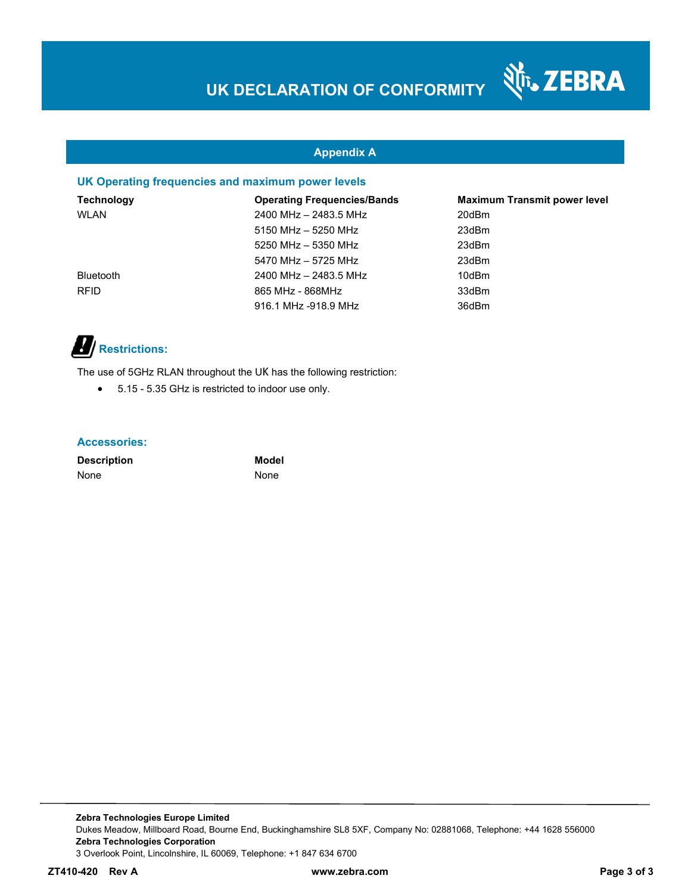# UK DECLARATION OF CONFORMITY

## Appendix A

### UK Operating frequencies and maximum power levels

| Technology | Operating Frequencies/Bands | Maximum Transmit power level |
| --- | --- | --- |
| WLAN | 2400 MHz – 2483.5 MHz | 20dBm |
| | 5150 MHz – 5250 MHz | 23dBm |
| | 5250 MHz – 5350 MHz | 23dBm |
| | 5470 MHz – 5725 MHz | 23dBm |
| Bluetooth | 2400 MHz – 2483.5 MHz | 10dBm |
| RFID | 865 MHz - 868MHz | 33dBm |
| | 916.1 MHz -918.9 MHz | 36dBm |

### Restrictions:

The use of 5GHz RLAN throughout the UK has the following restriction:

- 5.15 - 5.35 GHz is restricted to indoor use only.

### Accessories:

| Description | Model |
| --- | --- |
| None | None |

**Zebra Technologies Europe Limited**
Dukes Meadow, Millboard Road, Bourne End, Buckinghamshire SL8 5XF, Company No: 02881068, Telephone: +44 1628 556000
**Zebra Technologies Corporation**
3 Overlook Point, Lincolnshire, IL 60069, Telephone: +1 847 634 6700

**ZT410-420 Rev A** **www.zebra.com**